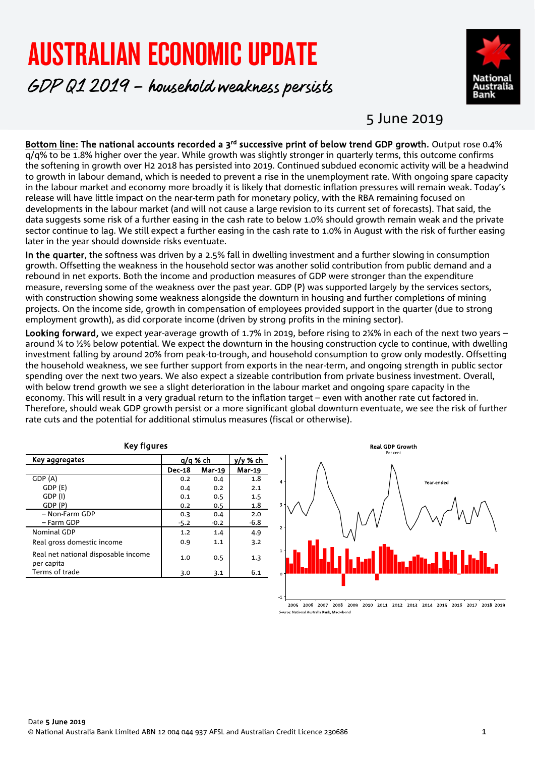# AUSTRALIAN ECONOMIC UPDATE

## GDP Q1 2019 – household weakness persists

5 June 2019

**Bottom line: The national accounts recorded a 3rd successive print of below trend GDP growth.** Output rose 0.4% q/q% to be 1.8% higher over the year. While growth was slightly stronger in quarterly terms, this outcome confirms the softening in growth over H2 2018 has persisted into 2019. Continued subdued economic activity will be a headwind to growth in labour demand, which is needed to prevent a rise in the unemployment rate. With ongoing spare capacity in the labour market and economy more broadly it is likely that domestic inflation pressures will remain weak. Today's release will have little impact on the near-term path for monetary policy, with the RBA remaining focused on developments in the labour market (and will not cause a large revision to its current set of forecasts). That said, the data suggests some risk of a further easing in the cash rate to below 1.0% should growth remain weak and the private sector continue to lag. We still expect a further easing in the cash rate to 1.0% in August with the risk of further easing later in the year should downside risks eventuate.

**In the quarter**, the softness was driven by a 2.5% fall in dwelling investment and a further slowing in consumption growth. Offsetting the weakness in the household sector was another solid contribution from public demand and a rebound in net exports. Both the income and production measures of GDP were stronger than the expenditure measure, reversing some of the weakness over the past year. GDP (P) was supported largely by the services sectors, with construction showing some weakness alongside the downturn in housing and further completions of mining projects. On the income side, growth in compensation of employees provided support in the quarter (due to strong employment growth), as did corporate income (driven by strong profits in the mining sector).

**Looking forward,** we expect year-average growth of 1.7% in 2019, before rising to 2¼% in each of the next two years – around ¼ to ½% below potential. We expect the downturn in the housing construction cycle to continue, with dwelling investment falling by around 20% from peak-to-trough, and household consumption to grow only modestly. Offsetting the household weakness, we see further support from exports in the near-term, and ongoing strength in public sector spending over the next two years. We also expect a sizeable contribution from private business investment. Overall, with below trend growth we see a slight deterioration in the labour market and ongoing spare capacity in the economy. This will result in a very gradual return to the inflation target – even with another rate cut factored in. Therefore, should weak GDP growth persist or a more significant global downturn eventuate, we see the risk of further rate cuts and the potential for additional stimulus measures (fiscal or otherwise).

**Key figures**

| Key aggregates | q/q % ch | | y/y % ch |
|---|---|---|---|
| | Dec-18 | Mar-19 | Mar-19 |
| GDP (A) | 0.2 | 0.4 | 1.8 |
| GDP (E) | 0.4 | 0.2 | 2.1 |
| GDP (I) | 0.1 | 0.5 | 1.5 |
| GDP (P) | 0.2 | 0.5 | 1.8 |
| – Non-Farm GDP | 0.3 | 0.4 | 2.0 |
| – Farm GDP | -5.2 | -0.2 | -6.8 |
| Nominal GDP | 1.2 | 1.4 | 4.9 |
| Real gross domestic income | 0.9 | 1.1 | 3.2 |
| Real net national disposable income per capita | 1.0 | 0.5 | 1.3 |
| Terms of trade | 3.0 | 3.1 | 6.1 |

Real GDP Growth

Per cent

Year-ended

5
4
3
2
1
0
-1

2005 2006 2007 2008 2009 2010 2011 2012 2013 2014 2015 2016 2017 2018 2019

Source: National Australia Bank, Macrobond

Date **5 June 2019**

© National Australia Bank Limited ABN 12 004 044 937 AFSL and Australian Credit Licence 230686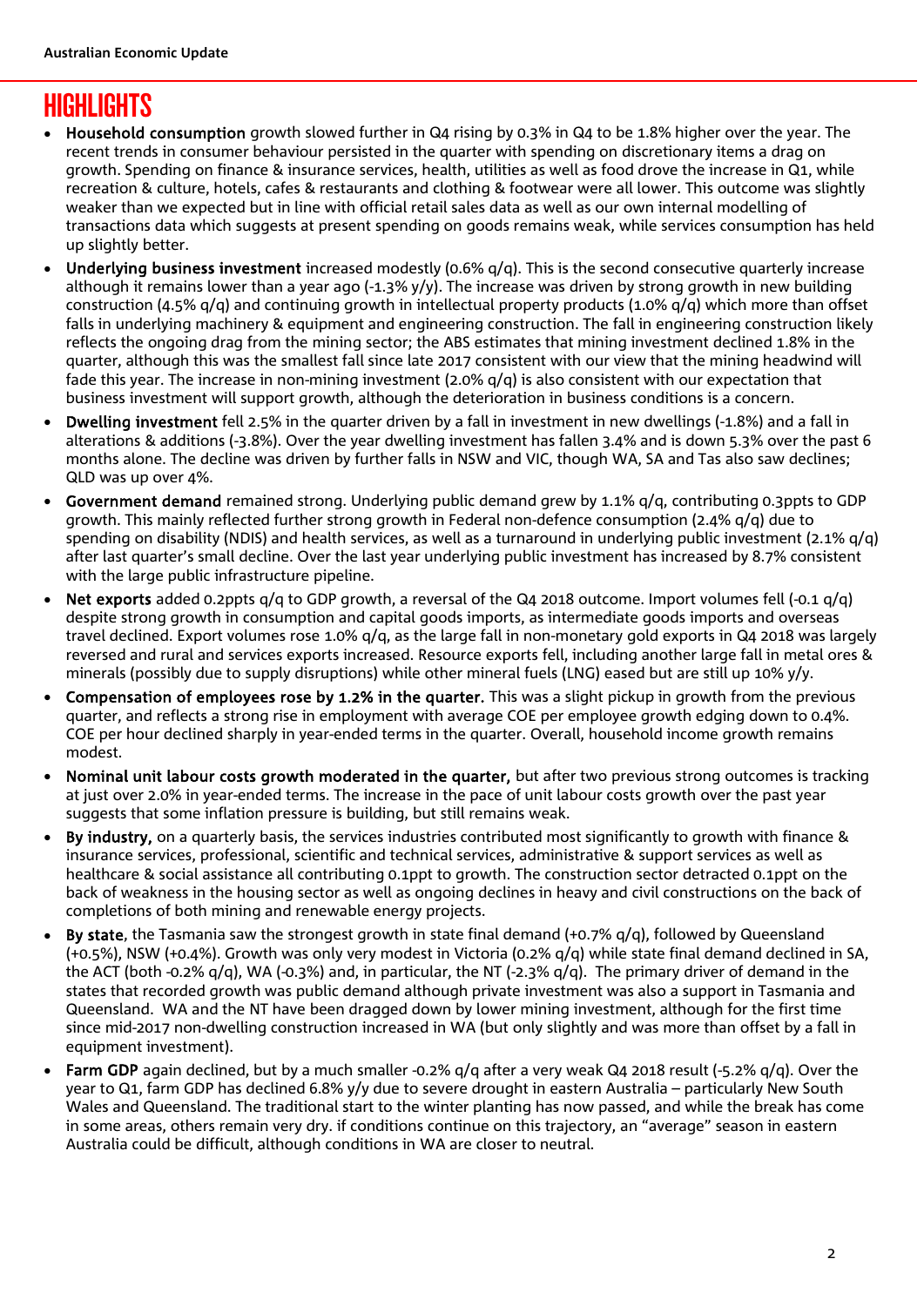# HIGHLIGHTS

- **Household consumption** growth slowed further in Q4 rising by 0.3% in Q4 to be 1.8% higher over the year. The recent trends in consumer behaviour persisted in the quarter with spending on discretionary items a drag on growth. Spending on finance & insurance services, health, utilities as well as food drove the increase in Q1, while recreation & culture, hotels, cafes & restaurants and clothing & footwear were all lower. This outcome was slightly weaker than we expected but in line with official retail sales data as well as our own internal modelling of transactions data which suggests at present spending on goods remains weak, while services consumption has held up slightly better.
- **Underlying business investment** increased modestly (0.6% q/q). This is the second consecutive quarterly increase although it remains lower than a year ago (-1.3% y/y). The increase was driven by strong growth in new building construction (4.5% q/q) and continuing growth in intellectual property products (1.0% q/q) which more than offset falls in underlying machinery & equipment and engineering construction. The fall in engineering construction likely reflects the ongoing drag from the mining sector; the ABS estimates that mining investment declined 1.8% in the quarter, although this was the smallest fall since late 2017 consistent with our view that the mining headwind will fade this year. The increase in non-mining investment (2.0% q/q) is also consistent with our expectation that business investment will support growth, although the deterioration in business conditions is a concern.
- **Dwelling investment** fell 2.5% in the quarter driven by a fall in investment in new dwellings (-1.8%) and a fall in alterations & additions (-3.8%). Over the year dwelling investment has fallen 3.4% and is down 5.3% over the past 6 months alone. The decline was driven by further falls in NSW and VIC, though WA, SA and Tas also saw declines; QLD was up over 4%.
- **Government demand** remained strong. Underlying public demand grew by 1.1% q/q, contributing 0.3ppts to GDP growth. This mainly reflected further strong growth in Federal non-defence consumption (2.4% q/q) due to spending on disability (NDIS) and health services, as well as a turnaround in underlying public investment (2.1% q/q) after last quarter's small decline. Over the last year underlying public investment has increased by 8.7% consistent with the large public infrastructure pipeline.
- **Net exports** added 0.2ppts q/q to GDP growth, a reversal of the Q4 2018 outcome. Import volumes fell (-0.1 q/q) despite strong growth in consumption and capital goods imports, as intermediate goods imports and overseas travel declined. Export volumes rose 1.0% q/q, as the large fall in non-monetary gold exports in Q4 2018 was largely reversed and rural and services exports increased. Resource exports fell, including another large fall in metal ores & minerals (possibly due to supply disruptions) while other mineral fuels (LNG) eased but are still up 10% y/y.
- **Compensation of employees rose by 1.2% in the quarter.** This was a slight pickup in growth from the previous quarter, and reflects a strong rise in employment with average COE per employee growth edging down to 0.4%. COE per hour declined sharply in year-ended terms in the quarter. Overall, household income growth remains modest.
- **Nominal unit labour costs growth moderated in the quarter,** but after two previous strong outcomes is tracking at just over 2.0% in year-ended terms. The increase in the pace of unit labour costs growth over the past year suggests that some inflation pressure is building, but still remains weak.
- **By industry,** on a quarterly basis, the services industries contributed most significantly to growth with finance & insurance services, professional, scientific and technical services, administrative & support services as well as healthcare & social assistance all contributing 0.1ppt to growth. The construction sector detracted 0.1ppt on the back of weakness in the housing sector as well as ongoing declines in heavy and civil constructions on the back of completions of both mining and renewable energy projects.
- **By state**, the Tasmania saw the strongest growth in state final demand (+0.7% q/q), followed by Queensland (+0.5%), NSW (+0.4%). Growth was only very modest in Victoria (0.2% q/q) while state final demand declined in SA, the ACT (both -0.2% q/q), WA (-0.3%) and, in particular, the NT (-2.3% q/q). The primary driver of demand in the states that recorded growth was public demand although private investment was also a support in Tasmania and Queensland. WA and the NT have been dragged down by lower mining investment, although for the first time since mid-2017 non-dwelling construction increased in WA (but only slightly and was more than offset by a fall in equipment investment).
- **Farm GDP** again declined, but by a much smaller -0.2% q/q after a very weak Q4 2018 result (-5.2% q/q). Over the year to Q1, farm GDP has declined 6.8% y/y due to severe drought in eastern Australia – particularly New South Wales and Queensland. The traditional start to the winter planting has now passed, and while the break has come in some areas, others remain very dry. if conditions continue on this trajectory, an "average" season in eastern Australia could be difficult, although conditions in WA are closer to neutral.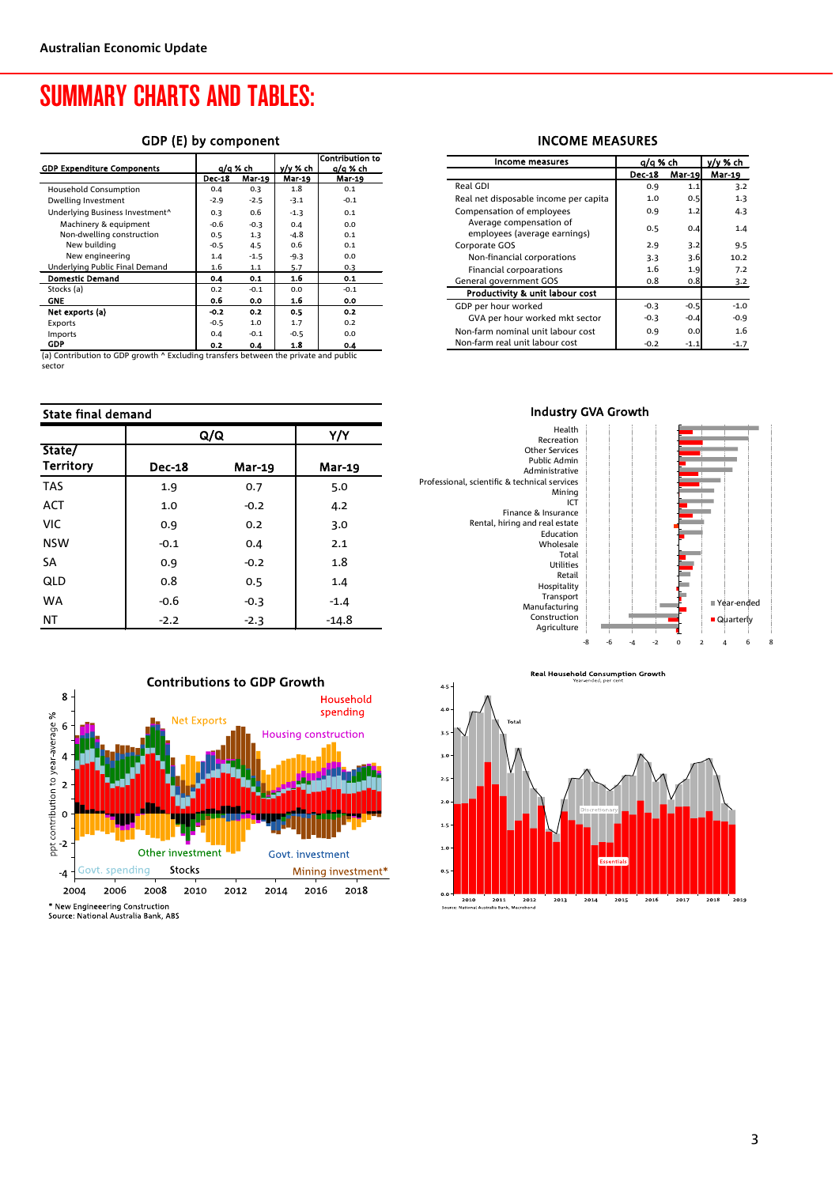# SUMMARY CHARTS AND TABLES:

## GDP (E) by component

| GDP Expenditure Components | q/q % ch | | y/y % ch | Contribution to q/q % ch |
|---|---|---|---|---|
| | Dec-18 | Mar-19 | Mar-19 | Mar-19 |
| Household Consumption | 0.4 | 0.3 | 1.8 | 0.1 |
| Dwelling Investment | -2.9 | -2.5 | -3.1 | -0.1 |
| Underlying Business Investment^ | 0.3 | 0.6 | -1.3 | 0.1 |
| Machinery & equipment | -0.6 | -0.3 | 0.4 | 0.0 |
| Non-dwelling construction | 0.5 | 1.3 | -4.8 | 0.1 |
| New building | -0.5 | 4.5 | 0.6 | 0.1 |
| New engineering | 1.4 | -1.5 | -9.3 | 0.0 |
| Underlying Public Final Demand | 1.6 | 1.1 | 5.7 | 0.3 |
| **Domestic Demand** | **0.4** | **0.1** | **1.6** | **0.1** |
| Stocks (a) | 0.2 | -0.1 | 0.0 | -0.1 |
| **GNE** | **0.6** | **0.0** | **1.6** | **0.0** |
| **Net exports (a)** | **-0.2** | **0.2** | **0.5** | **0.2** |
| Exports | -0.5 | 1.0 | 1.7 | 0.2 |
| Imports | 0.4 | -0.1 | -0.5 | 0.0 |
| **GDP** | **0.2** | **0.4** | **1.8** | **0.4** |

(a) Contribution to GDP growth ^ Excluding transfers between the private and public sector

## INCOME MEASURES

| Income measures | q/q % ch | | y/y % ch |
|---|---|---|---|
| | Dec-18 | Mar-19 | Mar-19 |
| Real GDI | 0.9 | 1.1 | 3.2 |
| Real net disposable income per capita | 1.0 | 0.5 | 1.3 |
| Compensation of employees | 0.9 | 1.2 | 4.3 |
| Average compensation of employees (average earnings) | 0.5 | 0.4 | 1.4 |
| Corporate GOS | 2.9 | 3.2 | 9.5 |
| Non-financial corporations | 3.3 | 3.6 | 10.2 |
| Financial corpoarations | 1.6 | 1.9 | 7.2 |
| General government GOS | 0.8 | 0.8 | 3.2 |
| **Productivity & unit labour cost** | | | |
| GDP per hour worked | -0.3 | -0.5 | -1.0 |
| GVA per hour worked mkt sector | -0.3 | -0.4 | -0.9 |
| Non-farm nominal unit labour cost | 0.9 | 0.0 | 1.6 |
| Non-farm real unit labour cost | -0.2 | -1.1 | -1.7 |

## State final demand

| State/ Territory | Q/Q | | Y/Y |
|---|---|---|---|
| | Dec-18 | Mar-19 | Mar-19 |
| TAS | 1.9 | 0.7 | 5.0 |
| ACT | 1.0 | -0.2 | 4.2 |
| VIC | 0.9 | 0.2 | 3.0 |
| NSW | -0.1 | 0.4 | 2.1 |
| SA | 0.9 | -0.2 | 1.8 |
| QLD | 0.8 | 0.5 | 1.4 |
| WA | -0.6 | -0.3 | -1.4 |
| NT | -2.2 | -2.3 | -14.8 |

## Industry GVA Growth

Health
Recreation
Other Services
Public Admin
Administrative
Professional, scientific & technical services
Mining
ICT
Finance & Insurance
Rental, hiring and real estate
Education
Wholesale
Total
Utilities
Retail
Hospitality
Transport
Manufacturing
Construction
Agriculture

-8 -6 -4 -2 0 2 4 6 8

Year-ended
Quarterly

## Contributions to GDP Growth

ppt contribution to year-average %

8 6 4 2 0 -2 -4

2004 2006 2008 2010 2012 2014 2016 2018

Household spending
Net Exports
Housing construction
Other investment
Govt. investment
Govt. spending
Stocks
Mining investment*

\* New Engineeering Construction
Source: National Australia Bank, ABS

## Real Household Consumption Growth

Year-ended, per cent

4.5 4.0 3.5 3.0 2.5 2.0 1.5 1.0 0.5 0.0

Total
Discretionary
Essentials

2010 2011 2012 2013 2014 2015 2016 2017 2018 2019

Source: National Australia Bank, Macrobond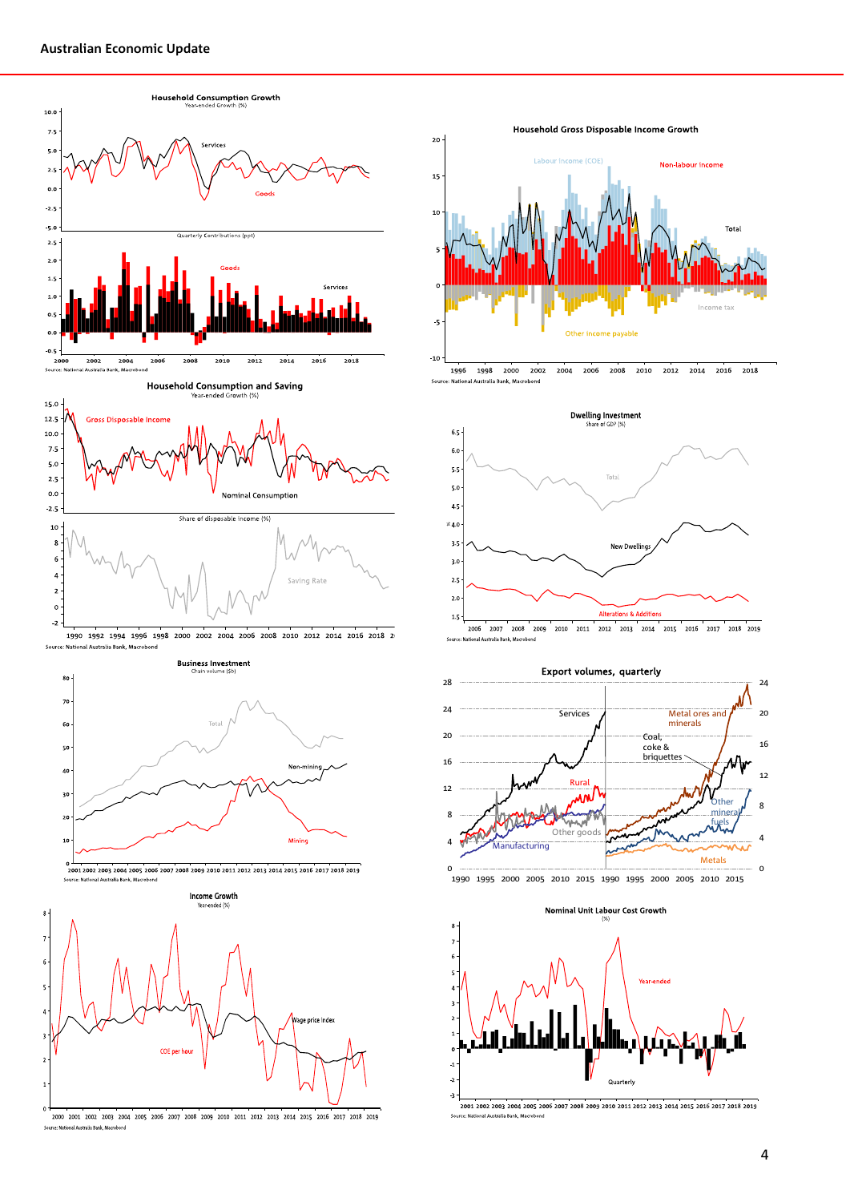Household Consumption Growth
Year-ended Growth (%)
10.0
7.5
5.0
2.5
0.0
-2.5
-5.0
Services
Goods
Quarterly Contributions (ppt)
2.5
2.0
1.5
1.0
0.5
0.0
-0.5
Goods
Services
2000 2002 2004 2006 2008 2010 2012 2014 2016 2018
Source: National Australia Bank, Macrobond

Household Gross Disposable Income Growth
20
15
10
5
0
-5
-10
Labour income (COE)
Non-labour income
Total
Income tax
Other income payable
1996 1998 2000 2002 2004 2006 2008 2010 2012 2014 2016 2018
Source: National Australia Bank, Macrobond

Household Consumption and Saving
Year-ended Growth (%)
15.0
12.5
10.0
7.5
5.0
2.5
0.0
-2.5
Gross Disposable Income
Nominal Consumption
Share of disposable income (%)
10
8
6
4
2
0
-2
Saving Rate
1990 1992 1994 1996 1998 2000 2002 2004 2006 2008 2010 2012 2014 2016 2018
Source: National Australia Bank, Macrobond

Dwelling Investment
Share of GDP (%)
6.5
6.0
5.5
5.0
4.5
4.0
3.5
3.0
2.5
2.0
1.5
Total
New Dwellings
Alterations & Additions
2006 2007 2008 2009 2010 2011 2012 2013 2014 2015 2016 2017 2018 2019
Source: National Australia Bank, Macrobond

Business Investment
Chain volume ($b)
80
70
60
50
40
30
20
10
0
Total
Non-mining
Mining
2001 2002 2003 2004 2005 2006 2007 2008 2009 2010 2011 2012 2013 2014 2015 2016 2017 2018 2019
Source: National Australia Bank, Macrobond

Export volumes, quarterly
28
24
20
16
12
8
4
0
24
20
16
12
8
4
0
Services
Rural
Other goods
Manufacturing
Metal ores and minerals
Coal, coke & briquettes
Other mineral fuels
Metals
1990 1995 2000 2005 2010 2015 1990 1995 2000 2005 2010 2015

Income Growth
Year-ended (%)
8
7
6
5
4
3
2
1
0
Wage price index
COE per hour
2000 2001 2002 2003 2004 2005 2006 2007 2008 2009 2010 2011 2012 2013 2014 2015 2016 2017 2018 2019
Source: National Australia Bank, Macrobond

Nominal Unit Labour Cost Growth
(%)
8
7
6
5
4
3
2
1
0
-1
-2
-3
Year-ended
Quarterly
2001 2002 2003 2004 2005 2006 2007 2008 2009 2010 2011 2012 2013 2014 2015 2016 2017 2018 2019
Source: National Australia Bank, Macrobond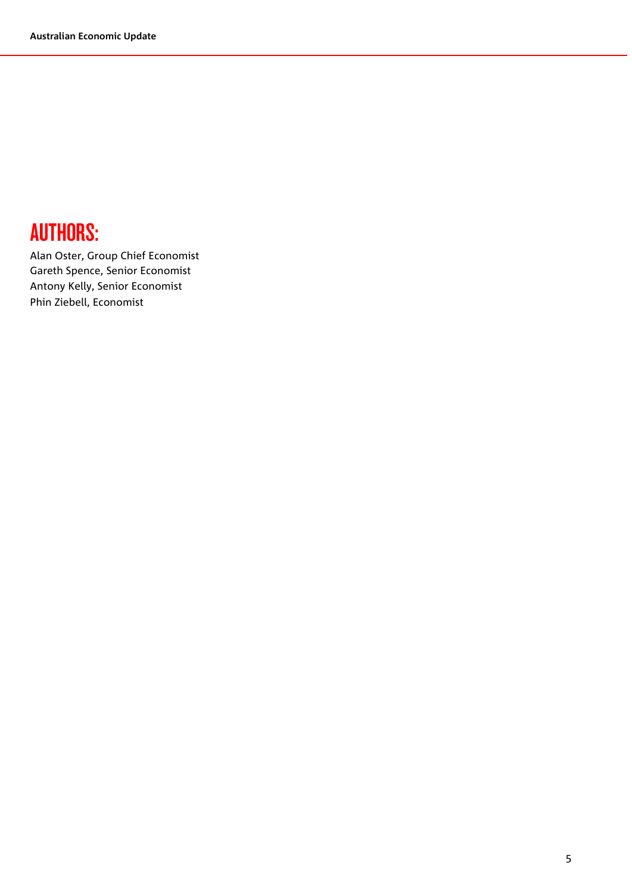## AUTHORS:

Alan Oster, Group Chief Economist
Gareth Spence, Senior Economist
Antony Kelly, Senior Economist
Phin Ziebell, Economist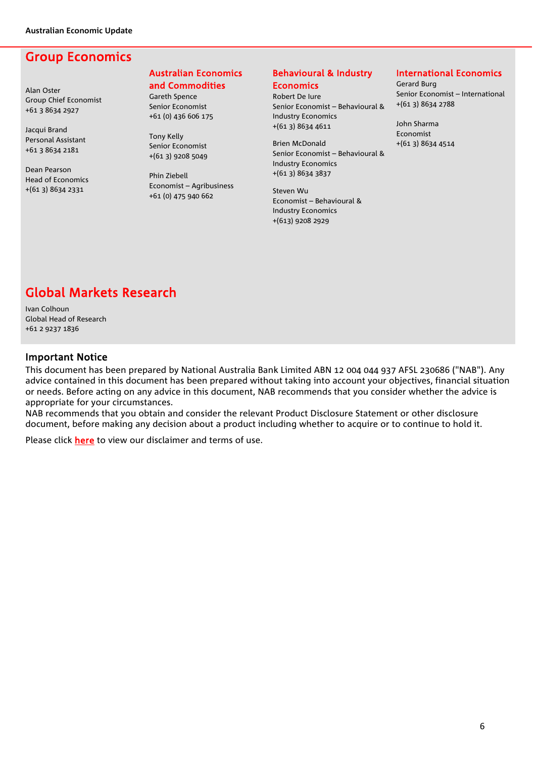# Group Economics

Alan Oster
Group Chief Economist
+61 3 8634 2927

Jacqui Brand
Personal Assistant
+61 3 8634 2181

Dean Pearson
Head of Economics
+(61 3) 8634 2331

## Australian Economics and Commodities

Gareth Spence
Senior Economist
+61 (0) 436 606 175

Tony Kelly
Senior Economist
+(61 3) 9208 5049

Phin Ziebell
Economist – Agribusiness
+61 (0) 475 940 662

## Behavioural & Industry Economics

Robert De Iure
Senior Economist – Behavioural & Industry Economics
+(61 3) 8634 4611

Brien McDonald
Senior Economist – Behavioural & Industry Economics
+(61 3) 8634 3837

Steven Wu
Economist – Behavioural & Industry Economics
+(613) 9208 2929

## International Economics

Gerard Burg
Senior Economist – International
+(61 3) 8634 2788

John Sharma
Economist
+(61 3) 8634 4514

# Global Markets Research

Ivan Colhoun
Global Head of Research
+61 2 9237 1836

### Important Notice

This document has been prepared by National Australia Bank Limited ABN 12 004 044 937 AFSL 230686 ("NAB"). Any advice contained in this document has been prepared without taking into account your objectives, financial situation or needs. Before acting on any advice in this document, NAB recommends that you consider whether the advice is appropriate for your circumstances.
NAB recommends that you obtain and consider the relevant Product Disclosure Statement or other disclosure document, before making any decision about a product including whether to acquire or to continue to hold it.

Please click **here** to view our disclaimer and terms of use.